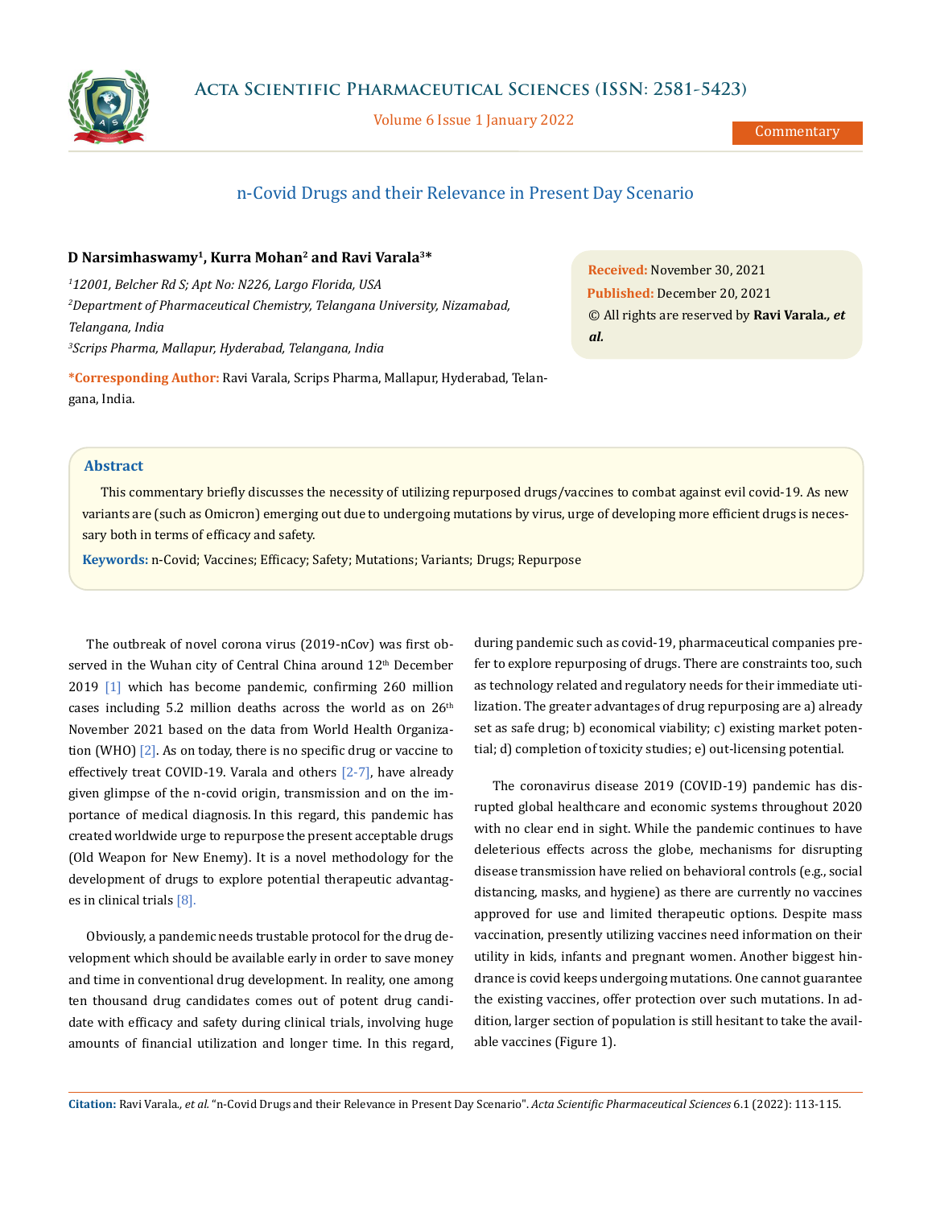# n-Covid Drugs and their Relevance in Present Day Scenario

**D Narsimhaswamy[1], Kurra Mohan[2] and Ravi Varala[3]***

*[1]12001, Belcher Rd S; Apt No: N226, Largo Florida, USA*

*[2]Department of Pharmaceutical Chemistry, Telangana University, Nizamabad, Telangana, India*

*[3]Scrips Pharma, Mallapur, Hyderabad, Telangana, India*

***Corresponding Author:** Ravi Varala, Scrips Pharma, Mallapur, Hyderabad, Telangana, India.

**Received:** November 30, 2021

**Published:** December 20, 2021

© All rights are reserved by **Ravi Varala., *et al.***

## Abstract

This commentary briefly discusses the necessity of utilizing repurposed drugs/vaccines to combat against evil covid-19. As new variants are (such as Omicron) emerging out due to undergoing mutations by virus, urge of developing more efficient drugs is necessary both in terms of efficacy and safety.

**Keywords:** n-Covid; Vaccines; Efficacy; Safety; Mutations; Variants; Drugs; Repurpose

The outbreak of novel corona virus (2019-nCov) was first observed in the Wuhan city of Central China around 12th December 2019 [1] which has become pandemic, confirming 260 million cases including 5.2 million deaths across the world as on 26th November 2021 based on the data from World Health Organization (WHO) [2]. As on today, there is no specific drug or vaccine to effectively treat COVID-19. Varala and others [2-7], have already given glimpse of the n-covid origin, transmission and on the importance of medical diagnosis. In this regard, this pandemic has created worldwide urge to repurpose the present acceptable drugs (Old Weapon for New Enemy). It is a novel methodology for the development of drugs to explore potential therapeutic advantages in clinical trials [8].

Obviously, a pandemic needs trustable protocol for the drug development which should be available early in order to save money and time in conventional drug development. In reality, one among ten thousand drug candidates comes out of potent drug candidate with efficacy and safety during clinical trials, involving huge amounts of financial utilization and longer time. In this regard, during pandemic such as covid-19, pharmaceutical companies prefer to explore repurposing of drugs. There are constraints too, such as technology related and regulatory needs for their immediate utilization. The greater advantages of drug repurposing are a) already set as safe drug; b) economical viability; c) existing market potential; d) completion of toxicity studies; e) out-licensing potential.

The coronavirus disease 2019 (COVID-19) pandemic has disrupted global healthcare and economic systems throughout 2020 with no clear end in sight. While the pandemic continues to have deleterious effects across the globe, mechanisms for disrupting disease transmission have relied on behavioral controls (e.g., social distancing, masks, and hygiene) as there are currently no vaccines approved for use and limited therapeutic options. Despite mass vaccination, presently utilizing vaccines need information on their utility in kids, infants and pregnant women. Another biggest hindrance is covid keeps undergoing mutations. One cannot guarantee the existing vaccines, offer protection over such mutations. In addition, larger section of population is still hesitant to take the available vaccines (Figure 1).

**Citation:** Ravi Varala., *et al.* "n-Covid Drugs and their Relevance in Present Day Scenario". *Acta Scientific Pharmaceutical Sciences* 6.1 (2022): 113-115.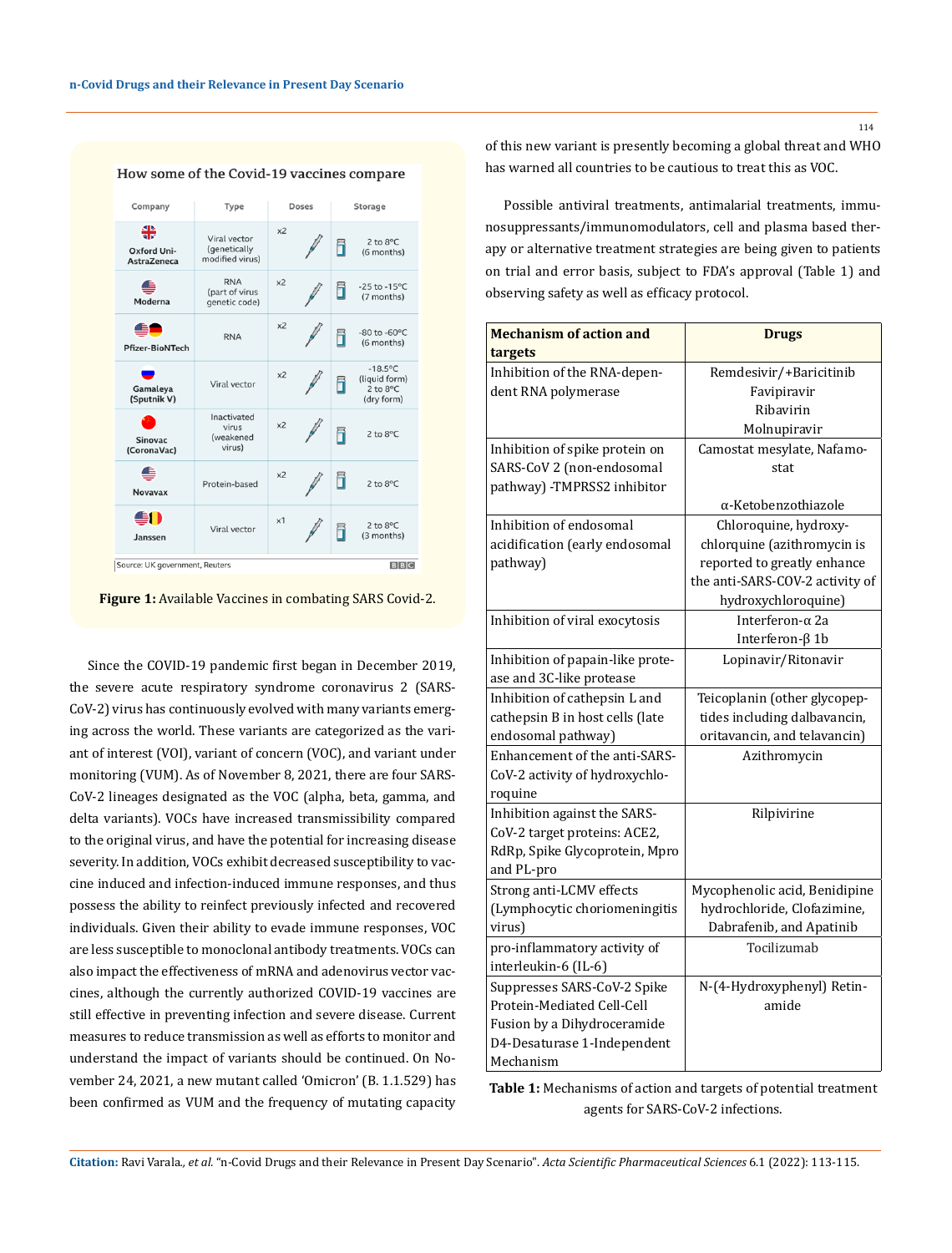How some of the Covid-19 vaccines compare

| Company | Type | Doses | Storage |
|---|---|---|---|
| Oxford Uni-AstraZeneca | Viral vector (genetically modified virus) | x2 | 2 to 8°C (6 months) |
| Moderna | RNA (part of virus genetic code) | x2 | -25 to -15°C (7 months) |
| Pfizer-BioNTech | RNA | x2 | -80 to -60°C (6 months) |
| Gamaleya (Sputnik V) | Viral vector | x2 | -18.5°C (liquid form) 2 to 8°C (dry form) |
| Sinovac (CoronaVac) | Inactivated virus (weakened virus) | x2 | 2 to 8°C |
| Novavax | Protein-based | x2 | 2 to 8°C |
| Janssen | Viral vector | x1 | 2 to 8°C (3 months) |

Source: UK government, Reuters BBC

**Figure 1:** Available Vaccines in combating SARS Covid-2.

Since the COVID-19 pandemic first began in December 2019, the severe acute respiratory syndrome coronavirus 2 (SARS-CoV-2) virus has continuously evolved with many variants emerging across the world. These variants are categorized as the variant of interest (VOI), variant of concern (VOC), and variant under monitoring (VUM). As of November 8, 2021, there are four SARS-CoV-2 lineages designated as the VOC (alpha, beta, gamma, and delta variants). VOCs have increased transmissibility compared to the original virus, and have the potential for increasing disease severity. In addition, VOCs exhibit decreased susceptibility to vaccine induced and infection-induced immune responses, and thus possess the ability to reinfect previously infected and recovered individuals. Given their ability to evade immune responses, VOC are less susceptible to monoclonal antibody treatments. VOCs can also impact the effectiveness of mRNA and adenovirus vector vaccines, although the currently authorized COVID-19 vaccines are still effective in preventing infection and severe disease. Current measures to reduce transmission as well as efforts to monitor and understand the impact of variants should be continued. On November 24, 2021, a new mutant called 'Omicron' (B. 1.1.529) has been confirmed as VUM and the frequency of mutating capacity of this new variant is presently becoming a global threat and WHO has warned all countries to be cautious to treat this as VOC.

Possible antiviral treatments, antimalarial treatments, immunosuppressants/immunomodulators, cell and plasma based therapy or alternative treatment strategies are being given to patients on trial and error basis, subject to FDA's approval (Table 1) and observing safety as well as efficacy protocol.

| Mechanism of action and targets | Drugs |
|---|---|
| Inhibition of the RNA-dependent RNA polymerase | Remdesivir/+Baricitinib<br>Favipiravir<br>Ribavirin<br>Molnupiravir |
| Inhibition of spike protein on SARS-CoV 2 (non-endosomal pathway) -TMPRSS2 inhibitor | Camostat mesylate, Nafamostat<br><br>α-Ketobenzothiazole |
| Inhibition of endosomal acidification (early endosomal pathway) | Chloroquine, hydroxychlorquine (azithromycin is reported to greatly enhance the anti-SARS-COV-2 activity of hydroxychloroquine) |
| Inhibition of viral exocytosis | Interferon-α 2a<br>Interferon-β 1b |
| Inhibition of papain-like protease and 3C-like protease | Lopinavir/Ritonavir |
| Inhibition of cathepsin L and cathepsin B in host cells (late endosomal pathway) | Teicoplanin (other glycopeptides including dalbavancin, oritavancin, and telavancin) |
| Enhancement of the anti-SARS-CoV-2 activity of hydroxychloroquine | Azithromycin |
| Inhibition against the SARS-CoV-2 target proteins: ACE2, RdRp, Spike Glycoprotein, Mpro and PL-pro | Rilpivirine |
| Strong anti-LCMV effects (Lymphocytic choriomeningitis virus) | Mycophenolic acid, Benidipine hydrochloride, Clofazimine, Dabrafenib, and Apatinib |
| pro-inflammatory activity of interleukin-6 (IL-6) | Tocilizumab |
| Suppresses SARS-CoV-2 Spike Protein-Mediated Cell-Cell Fusion by a Dihydroceramide D4-Desaturase 1-Independent Mechanism | N-(4-Hydroxyphenyl) Retinamide |

**Table 1:** Mechanisms of action and targets of potential treatment agents for SARS-CoV-2 infections.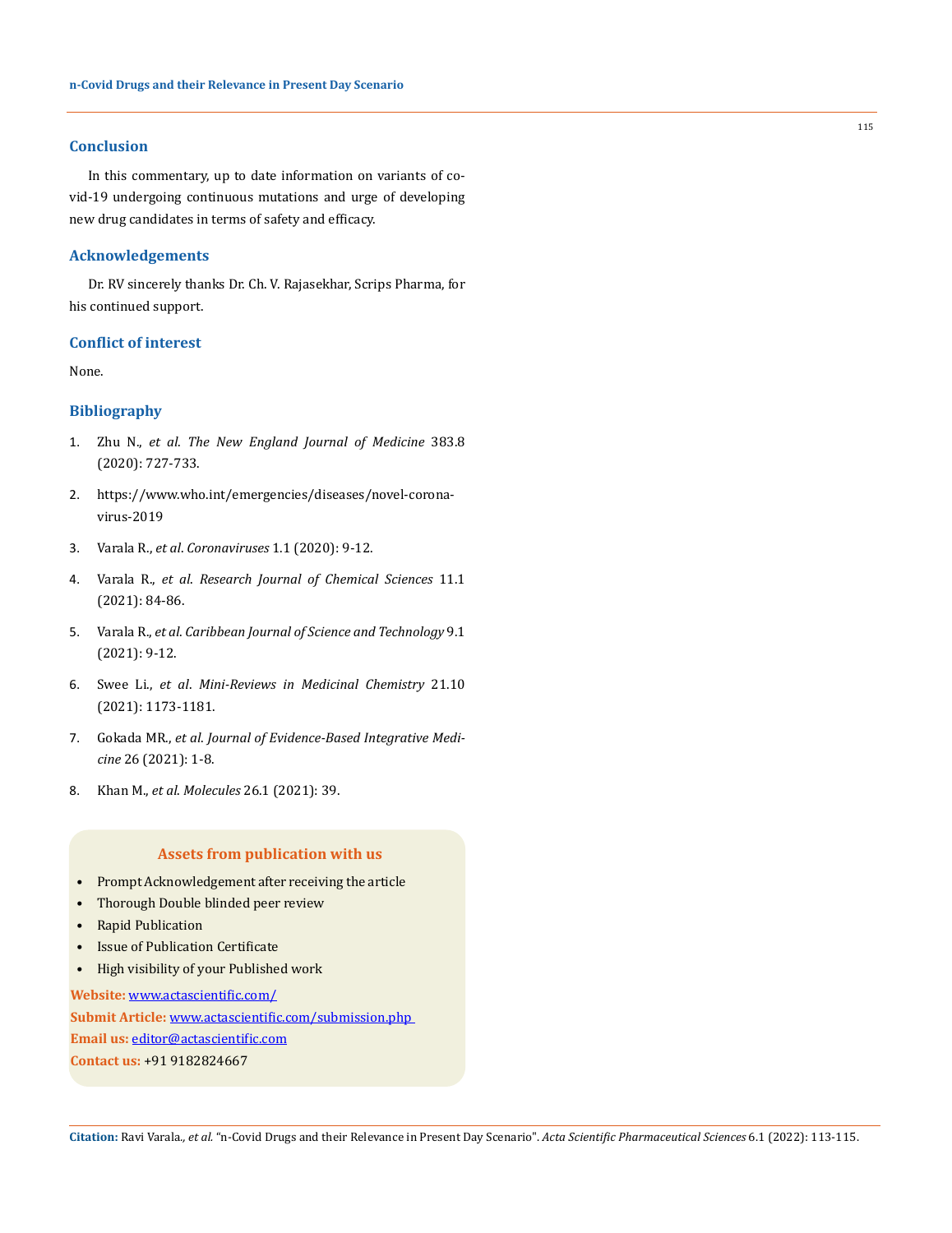## Conclusion

In this commentary, up to date information on variants of covid-19 undergoing continuous mutations and urge of developing new drug candidates in terms of safety and efficacy.

## Acknowledgements

Dr. RV sincerely thanks Dr. Ch. V. Rajasekhar, Scrips Pharma, for his continued support.

## Conflict of interest

None.

## Bibliography

1. Zhu N., *et al*. *The New England Journal of Medicine* 383.8 (2020): 727-733.
2. https://www.who.int/emergencies/diseases/novel-coronavirus-2019
3. Varala R., *et al*. *Coronaviruses* 1.1 (2020): 9-12.
4. Varala R., *et al*. *Research Journal of Chemical Sciences* 11.1 (2021): 84-86.
5. Varala R., *et al*. *Caribbean Journal of Science and Technology* 9.1 (2021): 9-12.
6. Swee Li., *et al*. *Mini-Reviews in Medicinal Chemistry* 21.10 (2021): 1173-1181.
7. Gokada MR., *et al*. *Journal of Evidence-Based Integrative Medicine* 26 (2021): 1-8.
8. Khan M., *et al*. *Molecules* 26.1 (2021): 39.

**Assets from publication with us**

- Prompt Acknowledgement after receiving the article
- Thorough Double blinded peer review
- Rapid Publication
- Issue of Publication Certificate
- High visibility of your Published work

**Website:** www.actascientific.com/
**Submit Article:** www.actascientific.com/submission.php
**Email us:** editor@actascientific.com
**Contact us:** +91 9182824667

**Citation:** Ravi Varala*, et al.* "n-Covid Drugs and their Relevance in Present Day Scenario". *Acta Scientific Pharmaceutical Sciences* 6.1 (2022): 113-115.